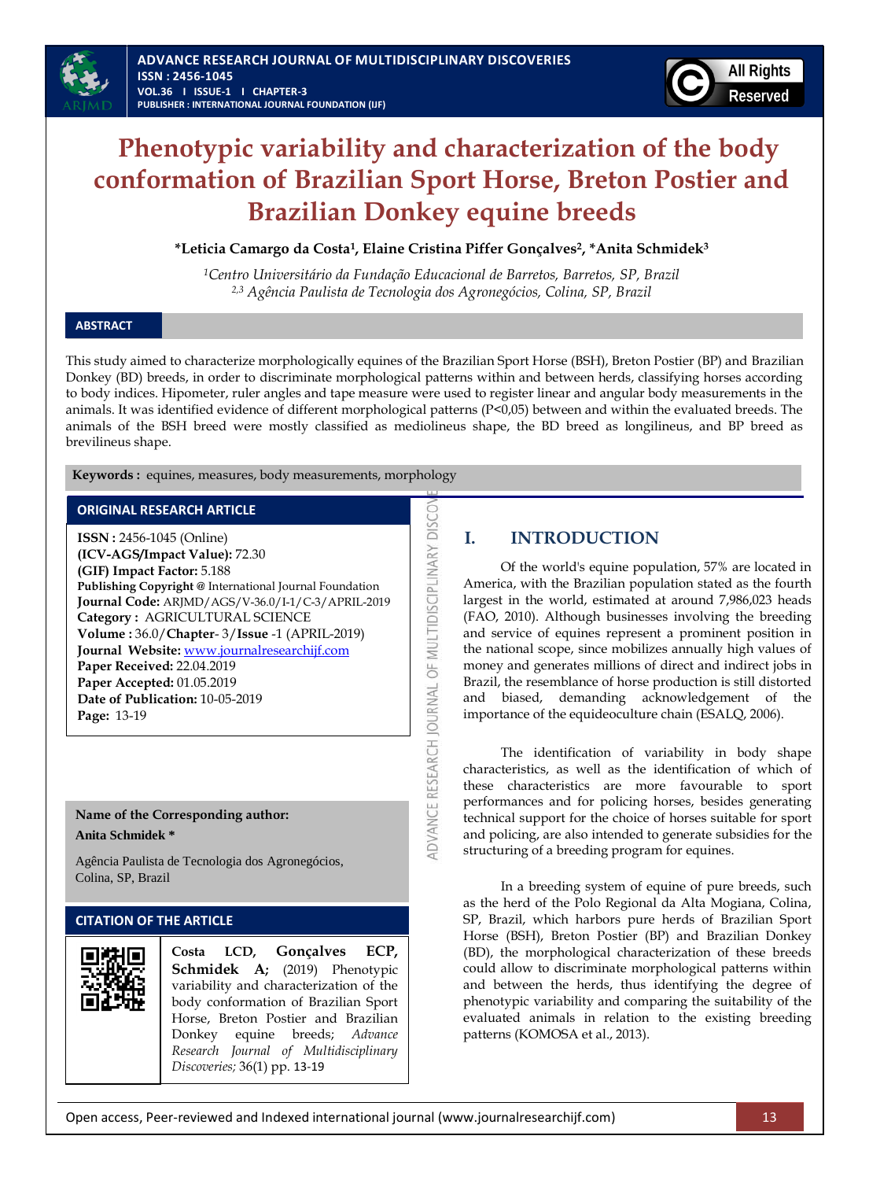# Phenotypic variability and characterization of the body conformation of Brazilian Sport Horse, Breton Postier and Brazilian Donkey equine breeds

**\*Leticia Camargo da Costa[1], Elaine Cristina Piffer Gonçalves[2], \*Anita Schmidek[3]**

[1]*Centro Universitário da Fundação Educacional de Barretos, Barretos, SP, Brazil*
[2,3] *Agência Paulista de Tecnologia dos Agronegócios, Colina, SP, Brazil*

## ABSTRACT

This study aimed to characterize morphologically equines of the Brazilian Sport Horse (BSH), Breton Postier (BP) and Brazilian Donkey (BD) breeds, in order to discriminate morphological patterns within and between herds, classifying horses according to body indices. Hipometer, ruler angles and tape measure were used to register linear and angular body measurements in the animals. It was identified evidence of different morphological patterns ($P<0,05$) between and within the evaluated breeds. The animals of the BSH breed were mostly classified as mediolineus shape, the BD breed as longilineus, and BP breed as brevilineus shape.

**Keywords :** equines, measures, body measurements, morphology

## ORIGINAL RESEARCH ARTICLE

**ISSN :** 2456-1045 (Online)
**(ICV-AGS/Impact Value):** 72.30
**(GIF) Impact Factor:** 5.188
**Publishing Copyright @** International Journal Foundation
**Journal Code:** ARJMD/AGS/V-36.0/I-1/C-3/APRIL-2019
**Category :** AGRICULTURAL SCIENCE
**Volume :** 36.0/**Chapter**- 3/**Issue** -1 (APRIL-2019)
**Journal Website:** www.journalresearchijf.com
**Paper Received:** 22.04.2019
**Paper Accepted:** 01.05.2019
**Date of Publication:** 10-05-2019
**Page:** 13-19

**Name of the Corresponding author:**
**Anita Schmidek \***

Agência Paulista de Tecnologia dos Agronegócios, Colina, SP, Brazil

## CITATION OF THE ARTICLE

**Costa LCD, Gonçalves ECP, Schmidek A;** (2019) Phenotypic variability and characterization of the body conformation of Brazilian Sport Horse, Breton Postier and Brazilian Donkey equine breeds; *Advance Research Journal of Multidisciplinary Discoveries;* 36(1) pp. 13-19

## I. INTRODUCTION

Of the world's equine population, 57% are located in America, with the Brazilian population stated as the fourth largest in the world, estimated at around 7,986,023 heads (FAO, 2010). Although businesses involving the breeding and service of equines represent a prominent position in the national scope, since mobilizes annually high values of money and generates millions of direct and indirect jobs in Brazil, the resemblance of horse production is still distorted and biased, demanding acknowledgement of the importance of the equideoculture chain (ESALQ, 2006).

The identification of variability in body shape characteristics, as well as the identification of which of these characteristics are more favourable to sport performances and for policing horses, besides generating technical support for the choice of horses suitable for sport and policing, are also intended to generate subsidies for the structuring of a breeding program for equines.

In a breeding system of equine of pure breeds, such as the herd of the Polo Regional da Alta Mogiana, Colina, SP, Brazil, which harbors pure herds of Brazilian Sport Horse (BSH), Breton Postier (BP) and Brazilian Donkey (BD), the morphological characterization of these breeds could allow to discriminate morphological patterns within and between the herds, thus identifying the degree of phenotypic variability and comparing the suitability of the evaluated animals in relation to the existing breeding patterns (KOMOSA et al., 2013).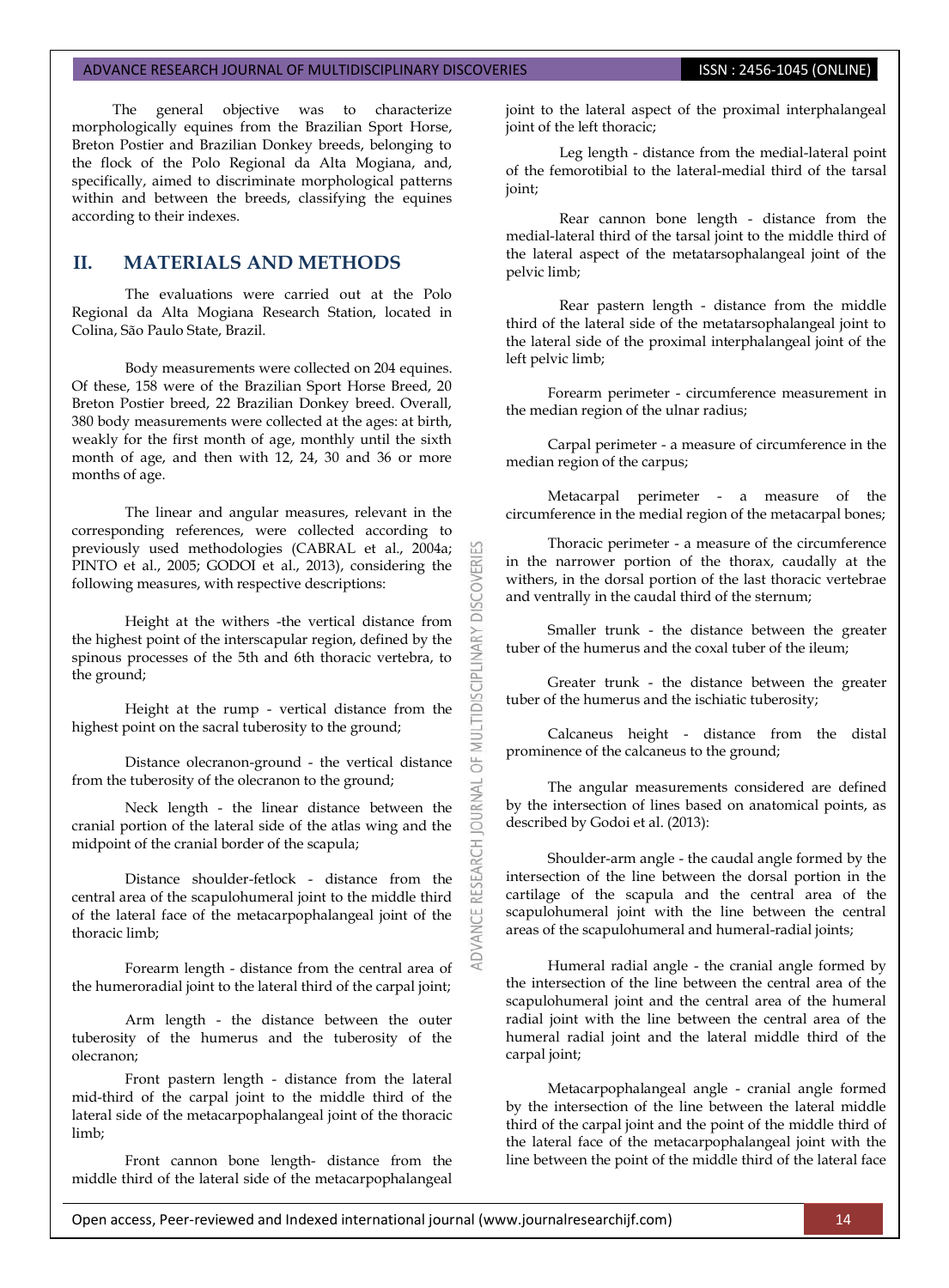The general objective was to characterize morphologically equines from the Brazilian Sport Horse, Breton Postier and Brazilian Donkey breeds, belonging to the flock of the Polo Regional da Alta Mogiana, and, specifically, aimed to discriminate morphological patterns within and between the breeds, classifying the equines according to their indexes.

## II. MATERIALS AND METHODS

The evaluations were carried out at the Polo Regional da Alta Mogiana Research Station, located in Colina, São Paulo State, Brazil.

Body measurements were collected on 204 equines. Of these, 158 were of the Brazilian Sport Horse Breed, 20 Breton Postier breed, 22 Brazilian Donkey breed. Overall, 380 body measurements were collected at the ages: at birth, weakly for the first month of age, monthly until the sixth month of age, and then with 12, 24, 30 and 36 or more months of age.

The linear and angular measures, relevant in the corresponding references, were collected according to previously used methodologies (CABRAL et al., 2004a; PINTO et al., 2005; GODOI et al., 2013), considering the following measures, with respective descriptions:

Height at the withers -the vertical distance from the highest point of the interscapular region, defined by the spinous processes of the 5th and 6th thoracic vertebra, to the ground;

Height at the rump - vertical distance from the highest point on the sacral tuberosity to the ground;

Distance olecranon-ground - the vertical distance from the tuberosity of the olecranon to the ground;

Neck length - the linear distance between the cranial portion of the lateral side of the atlas wing and the midpoint of the cranial border of the scapula;

Distance shoulder-fetlock - distance from the central area of the scapulohumeral joint to the middle third of the lateral face of the metacarpophalangeal joint of the thoracic limb;

Forearm length - distance from the central area of the humeroradial joint to the lateral third of the carpal joint;

Arm length - the distance between the outer tuberosity of the humerus and the tuberosity of the olecranon;

Front pastern length - distance from the lateral mid-third of the carpal joint to the middle third of the lateral side of the metacarpophalangeal joint of the thoracic limb;

Front cannon bone length- distance from the middle third of the lateral side of the metacarpophalangeal joint to the lateral aspect of the proximal interphalangeal joint of the left thoracic;

Leg length - distance from the medial-lateral point of the femorotibial to the lateral-medial third of the tarsal joint;

Rear cannon bone length - distance from the medial-lateral third of the tarsal joint to the middle third of the lateral aspect of the metatarsophalangeal joint of the pelvic limb;

Rear pastern length - distance from the middle third of the lateral side of the metatarsophalangeal joint to the lateral side of the proximal interphalangeal joint of the left pelvic limb;

Forearm perimeter - circumference measurement in the median region of the ulnar radius;

Carpal perimeter - a measure of circumference in the median region of the carpus;

Metacarpal perimeter - a measure of the circumference in the medial region of the metacarpal bones;

Thoracic perimeter - a measure of the circumference in the narrower portion of the thorax, caudally at the withers, in the dorsal portion of the last thoracic vertebrae and ventrally in the caudal third of the sternum;

Smaller trunk - the distance between the greater tuber of the humerus and the coxal tuber of the ileum;

Greater trunk - the distance between the greater tuber of the humerus and the ischiatic tuberosity;

Calcaneus height - distance from the distal prominence of the calcaneus to the ground;

The angular measurements considered are defined by the intersection of lines based on anatomical points, as described by Godoi et al. (2013):

Shoulder-arm angle - the caudal angle formed by the intersection of the line between the dorsal portion in the cartilage of the scapula and the central area of the scapulohumeral joint with the line between the central areas of the scapulohumeral and humeral-radial joints;

Humeral radial angle - the cranial angle formed by the intersection of the line between the central area of the scapulohumeral joint and the central area of the humeral radial joint with the line between the central area of the humeral radial joint and the lateral middle third of the carpal joint;

Metacarpophalangeal angle - cranial angle formed by the intersection of the line between the lateral middle third of the carpal joint and the point of the middle third of the lateral face of the metacarpophalangeal joint with the line between the point of the middle third of the lateral face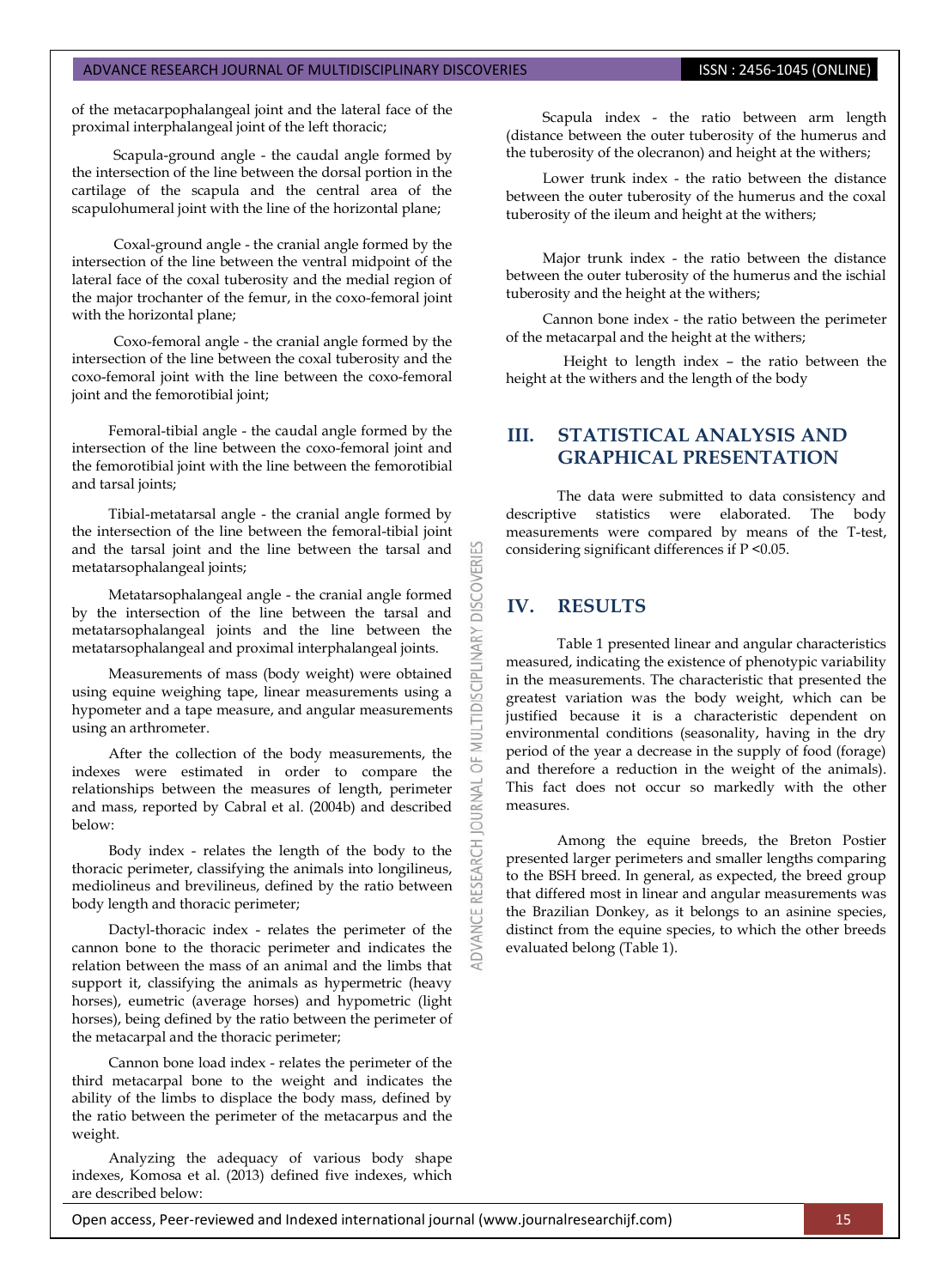of the metacarpophalangeal joint and the lateral face of the proximal interphalangeal joint of the left thoracic;

Scapula-ground angle - the caudal angle formed by the intersection of the line between the dorsal portion in the cartilage of the scapula and the central area of the scapulohumeral joint with the line of the horizontal plane;

Coxal-ground angle - the cranial angle formed by the intersection of the line between the ventral midpoint of the lateral face of the coxal tuberosity and the medial region of the major trochanter of the femur, in the coxo-femoral joint with the horizontal plane;

Coxo-femoral angle - the cranial angle formed by the intersection of the line between the coxal tuberosity and the coxo-femoral joint with the line between the coxo-femoral joint and the femorotibial joint;

Femoral-tibial angle - the caudal angle formed by the intersection of the line between the coxo-femoral joint and the femorotibial joint with the line between the femorotibial and tarsal joints;

Tibial-metatarsal angle - the cranial angle formed by the intersection of the line between the femoral-tibial joint and the tarsal joint and the line between the tarsal and metatarsophalangeal joints;

Metatarsophalangeal angle - the cranial angle formed by the intersection of the line between the tarsal and metatarsophalangeal joints and the line between the metatarsophalangeal and proximal interphalangeal joints.

Measurements of mass (body weight) were obtained using equine weighing tape, linear measurements using a hypometer and a tape measure, and angular measurements using an arthrometer.

After the collection of the body measurements, the indexes were estimated in order to compare the relationships between the measures of length, perimeter and mass, reported by Cabral et al. (2004b) and described below:

Body index - relates the length of the body to the thoracic perimeter, classifying the animals into longilineus, mediolineus and brevilineus, defined by the ratio between body length and thoracic perimeter;

Dactyl-thoracic index - relates the perimeter of the cannon bone to the thoracic perimeter and indicates the relation between the mass of an animal and the limbs that support it, classifying the animals as hypermetric (heavy horses), eumetric (average horses) and hypometric (light horses), being defined by the ratio between the perimeter of the metacarpal and the thoracic perimeter;

Cannon bone load index - relates the perimeter of the third metacarpal bone to the weight and indicates the ability of the limbs to displace the body mass, defined by the ratio between the perimeter of the metacarpus and the weight.

Analyzing the adequacy of various body shape indexes, Komosa et al. (2013) defined five indexes, which are described below:

Scapula index - the ratio between arm length (distance between the outer tuberosity of the humerus and the tuberosity of the olecranon) and height at the withers;

Lower trunk index - the ratio between the distance between the outer tuberosity of the humerus and the coxal tuberosity of the ileum and height at the withers;

Major trunk index - the ratio between the distance between the outer tuberosity of the humerus and the ischial tuberosity and the height at the withers;

Cannon bone index - the ratio between the perimeter of the metacarpal and the height at the withers;

Height to length index – the ratio between the height at the withers and the length of the body

## III. STATISTICAL ANALYSIS AND GRAPHICAL PRESENTATION

The data were submitted to data consistency and descriptive statistics were elaborated. The body measurements were compared by means of the T-test, considering significant differences if $P < 0.05$.

## IV. RESULTS

Table 1 presented linear and angular characteristics measured, indicating the existence of phenotypic variability in the measurements. The characteristic that presented the greatest variation was the body weight, which can be justified because it is a characteristic dependent on environmental conditions (seasonality, having in the dry period of the year a decrease in the supply of food (forage) and therefore a reduction in the weight of the animals). This fact does not occur so markedly with the other measures.

Among the equine breeds, the Breton Postier presented larger perimeters and smaller lengths comparing to the BSH breed. In general, as expected, the breed group that differed most in linear and angular measurements was the Brazilian Donkey, as it belongs to an asinine species, distinct from the equine species, to which the other breeds evaluated belong (Table 1).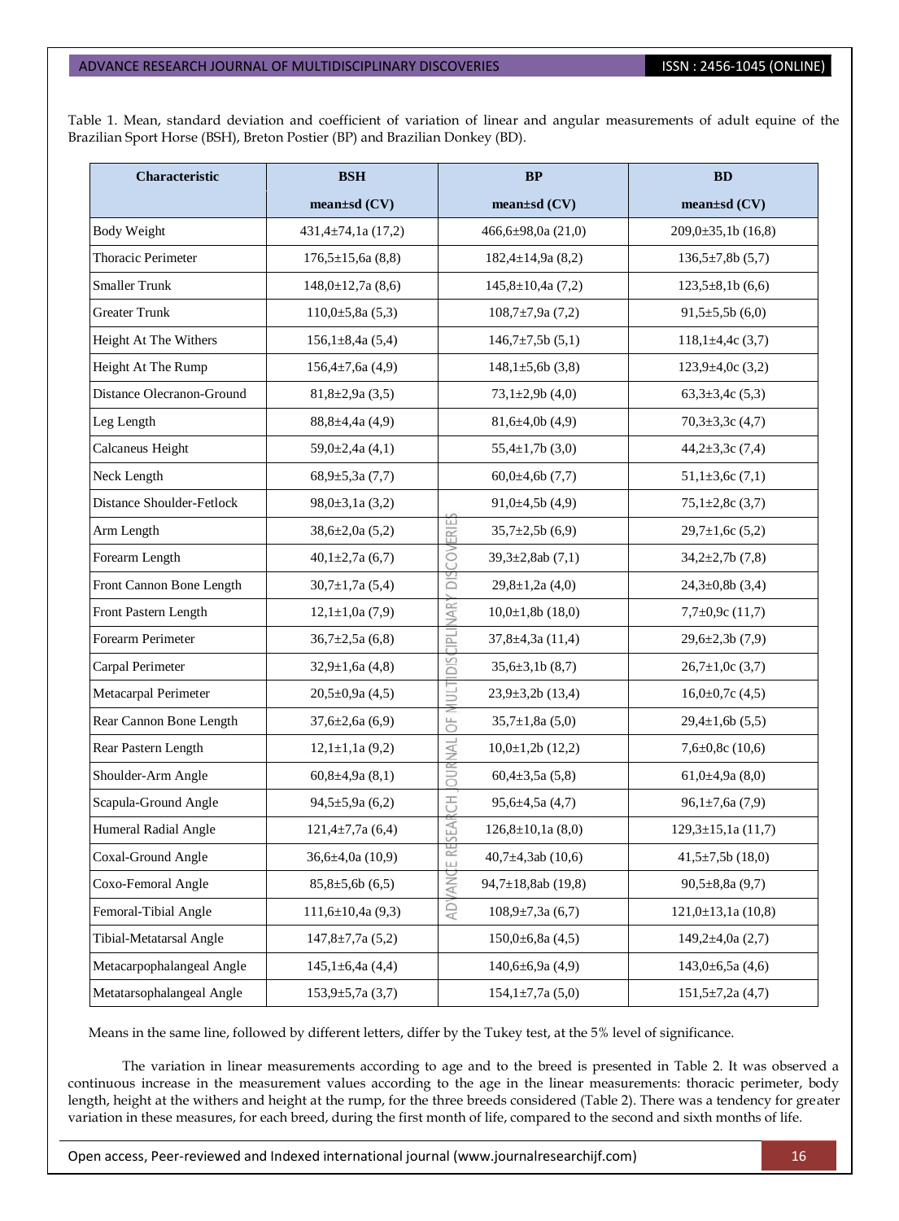Table 1. Mean, standard deviation and coefficient of variation of linear and angular measurements of adult equine of the Brazilian Sport Horse (BSH), Breton Postier (BP) and Brazilian Donkey (BD).

| Characteristic | BSH | BP | BD |
|---|---|---|---|
| | mean±sd (CV) | mean±sd (CV) | mean±sd (CV) |
| Body Weight | 431,4±74,1a (17,2) | 466,6±98,0a (21,0) | 209,0±35,1b (16,8) |
| Thoracic Perimeter | 176,5±15,6a (8,8) | 182,4±14,9a (8,2) | 136,5±7,8b (5,7) |
| Smaller Trunk | 148,0±12,7a (8,6) | 145,8±10,4a (7,2) | 123,5±8,1b (6,6) |
| Greater Trunk | 110,0±5,8a (5,3) | 108,7±7,9a (7,2) | 91,5±5,5b (6,0) |
| Height At The Withers | 156,1±8,4a (5,4) | 146,7±7,5b (5,1) | 118,1±4,4c (3,7) |
| Height At The Rump | 156,4±7,6a (4,9) | 148,1±5,6b (3,8) | 123,9±4,0c (3,2) |
| Distance Olecranon-Ground | 81,8±2,9a (3,5) | 73,1±2,9b (4,0) | 63,3±3,4c (5,3) |
| Leg Length | 88,8±4,4a (4,9) | 81,6±4,0b (4,9) | 70,3±3,3c (4,7) |
| Calcaneus Height | 59,0±2,4a (4,1) | 55,4±1,7b (3,0) | 44,2±3,3c (7,4) |
| Neck Length | 68,9±5,3a (7,7) | 60,0±4,6b (7,7) | 51,1±3,6c (7,1) |
| Distance Shoulder-Fetlock | 98,0±3,1a (3,2) | 91,0±4,5b (4,9) | 75,1±2,8c (3,7) |
| Arm Length | 38,6±2,0a (5,2) | 35,7±2,5b (6,9) | 29,7±1,6c (5,2) |
| Forearm Length | 40,1±2,7a (6,7) | 39,3±2,8ab (7,1) | 34,2±2,7b (7,8) |
| Front Cannon Bone Length | 30,7±1,7a (5,4) | 29,8±1,2a (4,0) | 24,3±0,8b (3,4) |
| Front Pastern Length | 12,1±1,0a (7,9) | 10,0±1,8b (18,0) | 7,7±0,9c (11,7) |
| Forearm Perimeter | 36,7±2,5a (6,8) | 37,8±4,3a (11,4) | 29,6±2,3b (7,9) |
| Carpal Perimeter | 32,9±1,6a (4,8) | 35,6±3,1b (8,7) | 26,7±1,0c (3,7) |
| Metacarpal Perimeter | 20,5±0,9a (4,5) | 23,9±3,2b (13,4) | 16,0±0,7c (4,5) |
| Rear Cannon Bone Length | 37,6±2,6a (6,9) | 35,7±1,8a (5,0) | 29,4±1,6b (5,5) |
| Rear Pastern Length | 12,1±1,1a (9,2) | 10,0±1,2b (12,2) | 7,6±0,8c (10,6) |
| Shoulder-Arm Angle | 60,8±4,9a (8,1) | 60,4±3,5a (5,8) | 61,0±4,9a (8,0) |
| Scapula-Ground Angle | 94,5±5,9a (6,2) | 95,6±4,5a (4,7) | 96,1±7,6a (7,9) |
| Humeral Radial Angle | 121,4±7,7a (6,4) | 126,8±10,1a (8,0) | 129,3±15,1a (11,7) |
| Coxal-Ground Angle | 36,6±4,0a (10,9) | 40,7±4,3ab (10,6) | 41,5±7,5b (18,0) |
| Coxo-Femoral Angle | 85,8±5,6b (6,5) | 94,7±18,8ab (19,8) | 90,5±8,8a (9,7) |
| Femoral-Tibial Angle | 111,6±10,4a (9,3) | 108,9±7,3a (6,7) | 121,0±13,1a (10,8) |
| Tibial-Metatarsal Angle | 147,8±7,7a (5,2) | 150,0±6,8a (4,5) | 149,2±4,0a (2,7) |
| Metacarpophalangeal Angle | 145,1±6,4a (4,4) | 140,6±6,9a (4,9) | 143,0±6,5a (4,6) |
| Metatarsophalangeal Angle | 153,9±5,7a (3,7) | 154,1±7,7a (5,0) | 151,5±7,2a (4,7) |

Means in the same line, followed by different letters, differ by the Tukey test, at the 5% level of significance.

The variation in linear measurements according to age and to the breed is presented in Table 2. It was observed a continuous increase in the measurement values according to the age in the linear measurements: thoracic perimeter, body length, height at the withers and height at the rump, for the three breeds considered (Table 2). There was a tendency for greater variation in these measures, for each breed, during the first month of life, compared to the second and sixth months of life.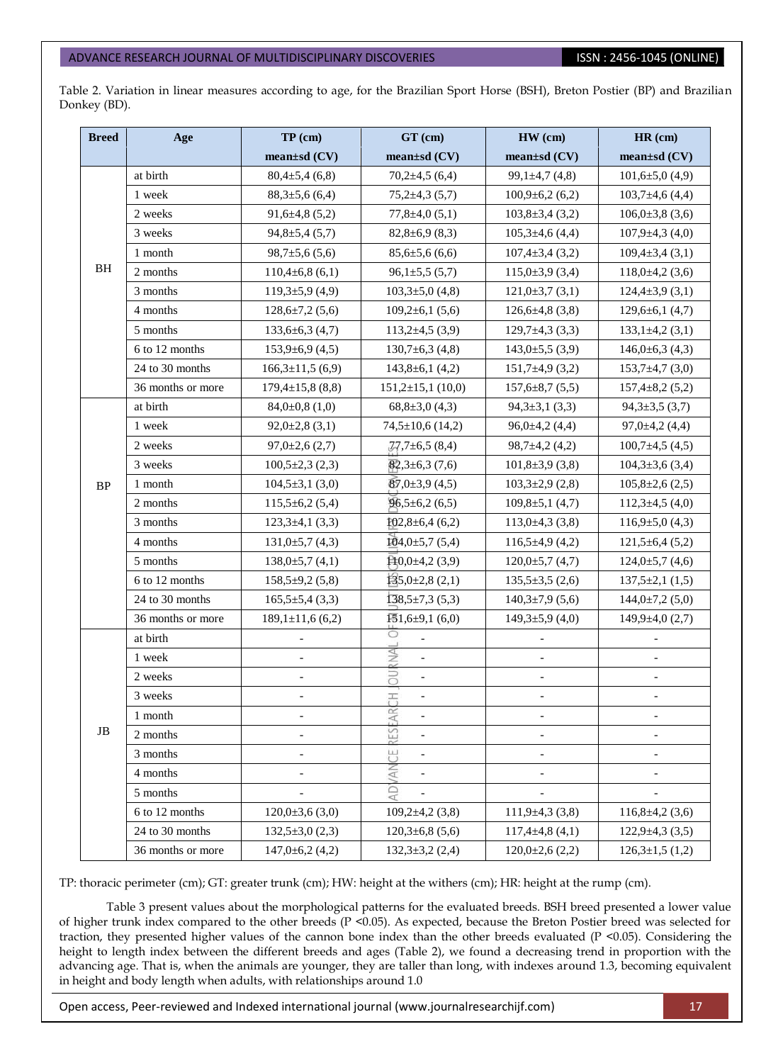Table 2. Variation in linear measures according to age, for the Brazilian Sport Horse (BSH), Breton Postier (BP) and Brazilian Donkey (BD).

| Breed | Age | TP (cm) mean±sd (CV) | GT (cm) mean±sd (CV) | HW (cm) mean±sd (CV) | HR (cm) mean±sd (CV) |
|---|---|---|---|---|---|
| BH | at birth | 80,4±5,4 (6,8) | 70,2±4,5 (6,4) | 99,1±4,7 (4,8) | 101,6±5,0 (4,9) |
| | 1 week | 88,3±5,6 (6,4) | 75,2±4,3 (5,7) | 100,9±6,2 (6,2) | 103,7±4,6 (4,4) |
| | 2 weeks | 91,6±4,8 (5,2) | 77,8±4,0 (5,1) | 103,8±3,4 (3,2) | 106,0±3,8 (3,6) |
| | 3 weeks | 94,8±5,4 (5,7) | 82,8±6,9 (8,3) | 105,3±4,6 (4,4) | 107,9±4,3 (4,0) |
| | 1 month | 98,7±5,6 (5,6) | 85,6±5,6 (6,6) | 107,4±3,4 (3,2) | 109,4±3,4 (3,1) |
| | 2 months | 110,4±6,8 (6,1) | 96,1±5,5 (5,7) | 115,0±3,9 (3,4) | 118,0±4,2 (3,6) |
| | 3 months | 119,3±5,9 (4,9) | 103,3±5,0 (4,8) | 121,0±3,7 (3,1) | 124,4±3,9 (3,1) |
| | 4 months | 128,6±7,2 (5,6) | 109,2±6,1 (5,6) | 126,6±4,8 (3,8) | 129,6±6,1 (4,7) |
| | 5 months | 133,6±6,3 (4,7) | 113,2±4,5 (3,9) | 129,7±4,3 (3,3) | 133,1±4,2 (3,1) |
| | 6 to 12 months | 153,9±6,9 (4,5) | 130,7±6,3 (4,8) | 143,0±5,5 (3,9) | 146,0±6,3 (4,3) |
| | 24 to 30 months | 166,3±11,5 (6,9) | 143,8±6,1 (4,2) | 151,7±4,9 (3,2) | 153,7±4,7 (3,0) |
| | 36 months or more | 179,4±15,8 (8,8) | 151,2±15,1 (10,0) | 157,6±8,7 (5,5) | 157,4±8,2 (5,2) |
| BP | at birth | 84,0±0,8 (1,0) | 68,8±3,0 (4,3) | 94,3±3,1 (3,3) | 94,3±3,5 (3,7) |
| | 1 week | 92,0±2,8 (3,1) | 74,5±10,6 (14,2) | 96,0±4,2 (4,4) | 97,0±4,2 (4,4) |
| | 2 weeks | 97,0±2,6 (2,7) | 77,7±6,5 (8,4) | 98,7±4,2 (4,2) | 100,7±4,5 (4,5) |
| | 3 weeks | 100,5±2,3 (2,3) | 82,3±6,3 (7,6) | 101,8±3,9 (3,8) | 104,3±3,6 (3,4) |
| | 1 month | 104,5±3,1 (3,0) | 87,0±3,9 (4,5) | 103,3±2,9 (2,8) | 105,8±2,6 (2,5) |
| | 2 months | 115,5±6,2 (5,4) | 96,5±6,2 (6,5) | 109,8±5,1 (4,7) | 112,3±4,5 (4,0) |
| | 3 months | 123,3±4,1 (3,3) | 102,8±6,4 (6,2) | 113,0±4,3 (3,8) | 116,9±5,0 (4,3) |
| | 4 months | 131,0±5,7 (4,3) | 104,0±5,7 (5,4) | 116,5±4,9 (4,2) | 121,5±6,4 (5,2) |
| | 5 months | 138,0±5,7 (4,1) | 110,0±4,2 (3,9) | 120,0±5,7 (4,7) | 124,0±5,7 (4,6) |
| | 6 to 12 months | 158,5±9,2 (5,8) | 135,0±2,8 (2,1) | 135,5±3,5 (2,6) | 137,5±2,1 (1,5) |
| | 24 to 30 months | 165,5±5,4 (3,3) | 138,5±7,3 (5,3) | 140,3±7,9 (5,6) | 144,0±7,2 (5,0) |
| | 36 months or more | 189,1±11,6 (6,2) | 151,6±9,1 (6,0) | 149,3±5,9 (4,0) | 149,9±4,0 (2,7) |
| JB | at birth | - | - | - | - |
| | 1 week | - | - | - | - |
| | 2 weeks | - | - | - | - |
| | 3 weeks | - | - | - | - |
| | 1 month | - | - | - | - |
| | 2 months | - | - | - | - |
| | 3 months | - | - | - | - |
| | 4 months | - | - | - | - |
| | 5 months | - | - | - | - |
| | 6 to 12 months | 120,0±3,6 (3,0) | 109,2±4,2 (3,8) | 111,9±4,3 (3,8) | 116,8±4,2 (3,6) |
| | 24 to 30 months | 132,5±3,0 (2,3) | 120,3±6,8 (5,6) | 117,4±4,8 (4,1) | 122,9±4,3 (3,5) |
| | 36 months or more | 147,0±6,2 (4,2) | 132,3±3,2 (2,4) | 120,0±2,6 (2,2) | 126,3±1,5 (1,2) |

TP: thoracic perimeter (cm); GT: greater trunk (cm); HW: height at the withers (cm); HR: height at the rump (cm).

Table 3 present values about the morphological patterns for the evaluated breeds. BSH breed presented a lower value of higher trunk index compared to the other breeds ($P < 0.05$). As expected, because the Breton Postier breed was selected for traction, they presented higher values of the cannon bone index than the other breeds evaluated ($P < 0.05$). Considering the height to length index between the different breeds and ages (Table 2), we found a decreasing trend in proportion with the advancing age. That is, when the animals are younger, they are taller than long, with indexes around 1.3, becoming equivalent in height and body length when adults, with relationships around 1.0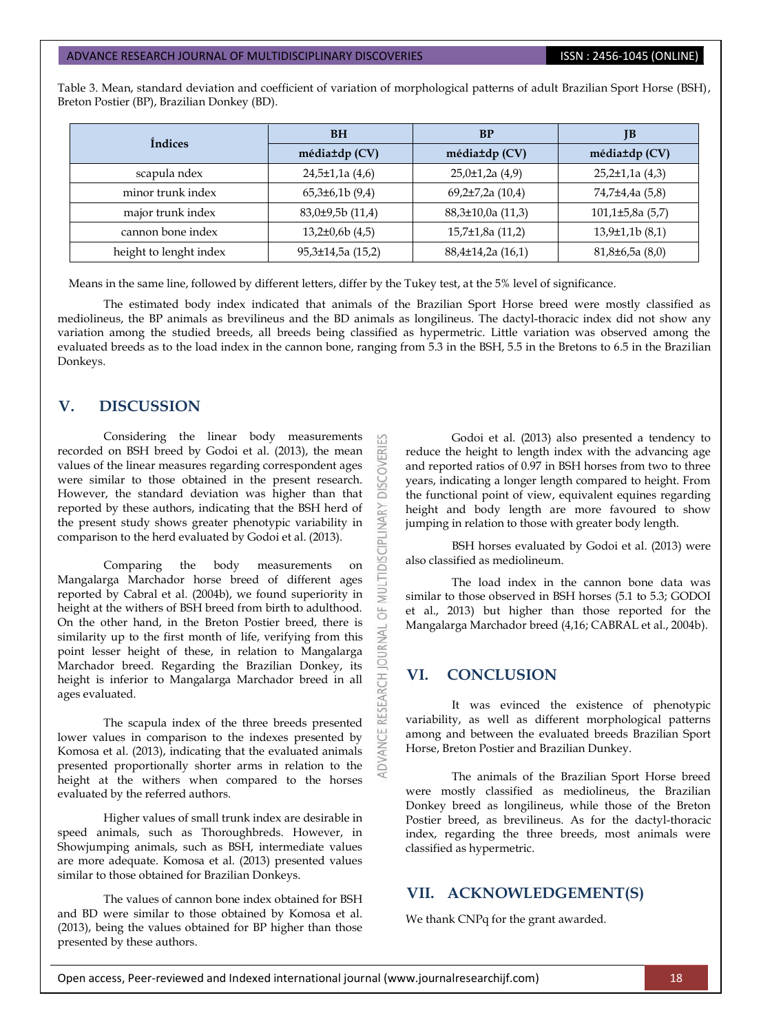Table 3. Mean, standard deviation and coefficient of variation of morphological patterns of adult Brazilian Sport Horse (BSH), Breton Postier (BP), Brazilian Donkey (BD).

| Índices | BH | BP | JB |
|---|---|---|---|
| | média±dp (CV) | média±dp (CV) | média±dp (CV) |
| scapula ndex | 24,5±1,1a (4,6) | 25,0±1,2a (4,9) | 25,2±1,1a (4,3) |
| minor trunk index | 65,3±6,1b (9,4) | 69,2±7,2a (10,4) | 74,7±4,4a (5,8) |
| major trunk index | 83,0±9,5b (11,4) | 88,3±10,0a (11,3) | 101,1±5,8a (5,7) |
| cannon bone index | 13,2±0,6b (4,5) | 15,7±1,8a (11,2) | 13,9±1,1b (8,1) |
| height to lenght index | 95,3±14,5a (15,2) | 88,4±14,2a (16,1) | 81,8±6,5a (8,0) |

Means in the same line, followed by different letters, differ by the Tukey test, at the 5% level of significance.

The estimated body index indicated that animals of the Brazilian Sport Horse breed were mostly classified as mediolineus, the BP animals as brevilineus and the BD animals as longilineus. The dactyl-thoracic index did not show any variation among the studied breeds, all breeds being classified as hypermetric. Little variation was observed among the evaluated breeds as to the load index in the cannon bone, ranging from 5.3 in the BSH, 5.5 in the Bretons to 6.5 in the Brazilian Donkeys.

## V. DISCUSSION

Considering the linear body measurements recorded on BSH breed by Godoi et al. (2013), the mean values of the linear measures regarding correspondent ages were similar to those obtained in the present research. However, the standard deviation was higher than that reported by these authors, indicating that the BSH herd of the present study shows greater phenotypic variability in comparison to the herd evaluated by Godoi et al. (2013).

Comparing the body measurements on Mangalarga Marchador horse breed of different ages reported by Cabral et al. (2004b), we found superiority in height at the withers of BSH breed from birth to adulthood. On the other hand, in the Breton Postier breed, there is similarity up to the first month of life, verifying from this point lesser height of these, in relation to Mangalarga Marchador breed. Regarding the Brazilian Donkey, its height is inferior to Mangalarga Marchador breed in all ages evaluated.

The scapula index of the three breeds presented lower values in comparison to the indexes presented by Komosa et al. (2013), indicating that the evaluated animals presented proportionally shorter arms in relation to the height at the withers when compared to the horses evaluated by the referred authors.

Higher values of small trunk index are desirable in speed animals, such as Thoroughbreds. However, in Showjumping animals, such as BSH, intermediate values are more adequate. Komosa et al. (2013) presented values similar to those obtained for Brazilian Donkeys.

The values of cannon bone index obtained for BSH and BD were similar to those obtained by Komosa et al. (2013), being the values obtained for BP higher than those presented by these authors.

Godoi et al. (2013) also presented a tendency to reduce the height to length index with the advancing age and reported ratios of 0.97 in BSH horses from two to three years, indicating a longer length compared to height. From the functional point of view, equivalent equines regarding height and body length are more favoured to show jumping in relation to those with greater body length.

BSH horses evaluated by Godoi et al. (2013) were also classified as mediolineum.

The load index in the cannon bone data was similar to those observed in BSH horses (5.1 to 5.3; GODOI et al., 2013) but higher than those reported for the Mangalarga Marchador breed (4,16; CABRAL et al., 2004b).

## VI. CONCLUSION

It was evinced the existence of phenotypic variability, as well as different morphological patterns among and between the evaluated breeds Brazilian Sport Horse, Breton Postier and Brazilian Dunkey.

The animals of the Brazilian Sport Horse breed were mostly classified as mediolineus, the Brazilian Donkey breed as longilineus, while those of the Breton Postier breed, as brevilineus. As for the dactyl-thoracic index, regarding the three breeds, most animals were classified as hypermetric.

## VII. ACKNOWLEDGEMENT(S)

We thank CNPq for the grant awarded.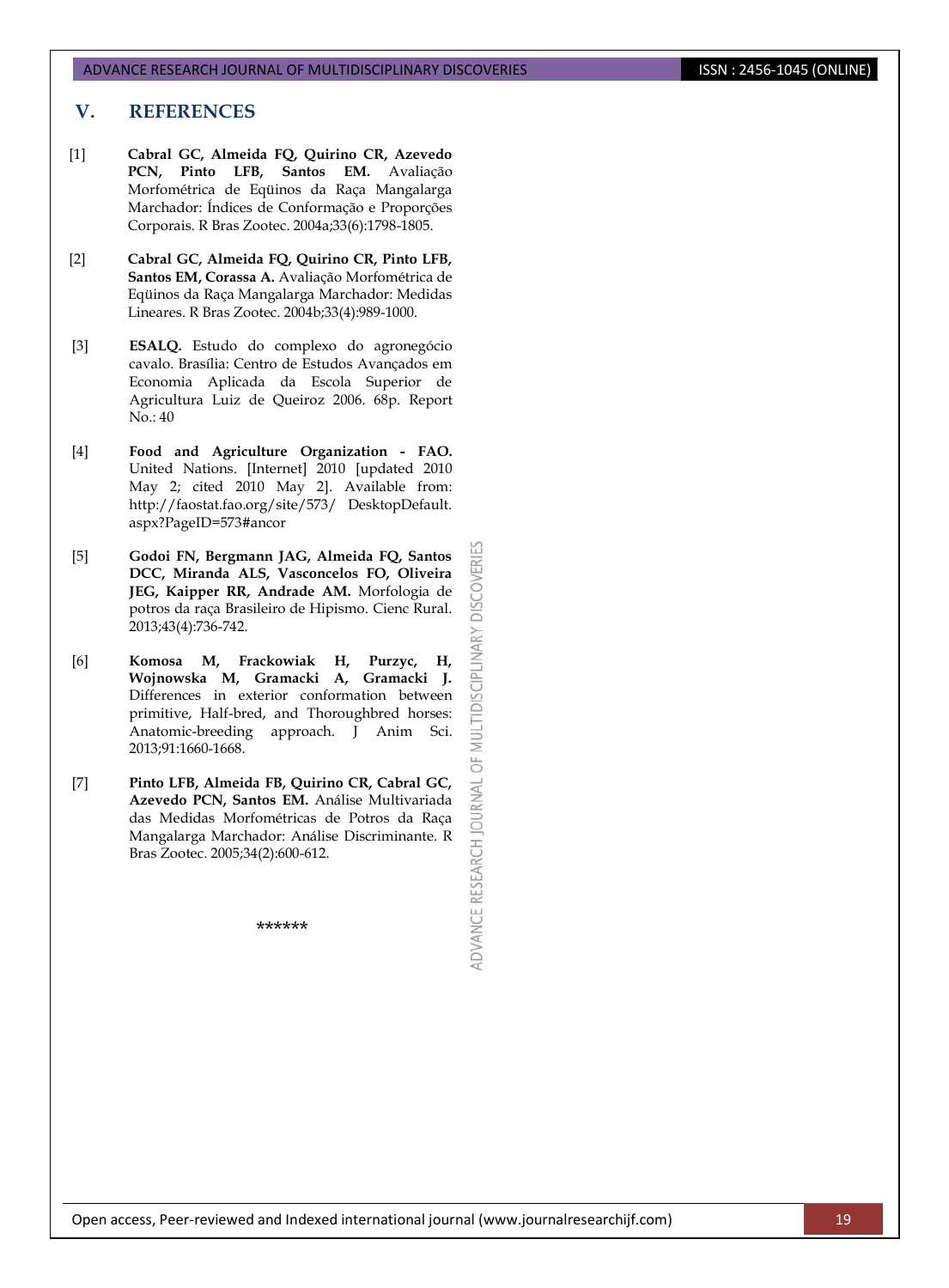## V. REFERENCES

[1] **Cabral GC, Almeida FQ, Quirino CR, Azevedo PCN, Pinto LFB, Santos EM.** Avaliação Morfométrica de Eqüinos da Raça Mangalarga Marchador: Índices de Conformação e Proporções Corporais. R Bras Zootec. 2004a;33(6):1798-1805.

[2] **Cabral GC, Almeida FQ, Quirino CR, Pinto LFB, Santos EM, Corassa A.** Avaliação Morfométrica de Eqüinos da Raça Mangalarga Marchador: Medidas Lineares. R Bras Zootec. 2004b;33(4):989-1000.

[3] **ESALQ.** Estudo do complexo do agronegócio cavalo. Brasília: Centro de Estudos Avançados em Economia Aplicada da Escola Superior de Agricultura Luiz de Queiroz 2006. 68p. Report No.: 40

[4] **Food and Agriculture Organization - FAO.** United Nations. [Internet] 2010 [updated 2010 May 2; cited 2010 May 2]. Available from: http://faostat.fao.org/site/573/ DesktopDefault.aspx?PageID=573#ancor

[5] **Godoi FN, Bergmann JAG, Almeida FQ, Santos DCC, Miranda ALS, Vasconcelos FO, Oliveira JEG, Kaipper RR, Andrade AM.** Morfologia de potros da raça Brasileiro de Hipismo. Cienc Rural. 2013;43(4):736-742.

[6] **Komosa M, Frackowiak H, Purzyc, H, Wojnowska M, Gramacki A, Gramacki J.** Differences in exterior conformation between primitive, Half-bred, and Thoroughbred horses: Anatomic-breeding approach. J Anim Sci. 2013;91:1660-1668.

[7] **Pinto LFB, Almeida FB, Quirino CR, Cabral GC, Azevedo PCN, Santos EM.** Análise Multivariada das Medidas Morfométricas de Potros da Raça Mangalarga Marchador: Análise Discriminante. R Bras Zootec. 2005;34(2):600-612.

******